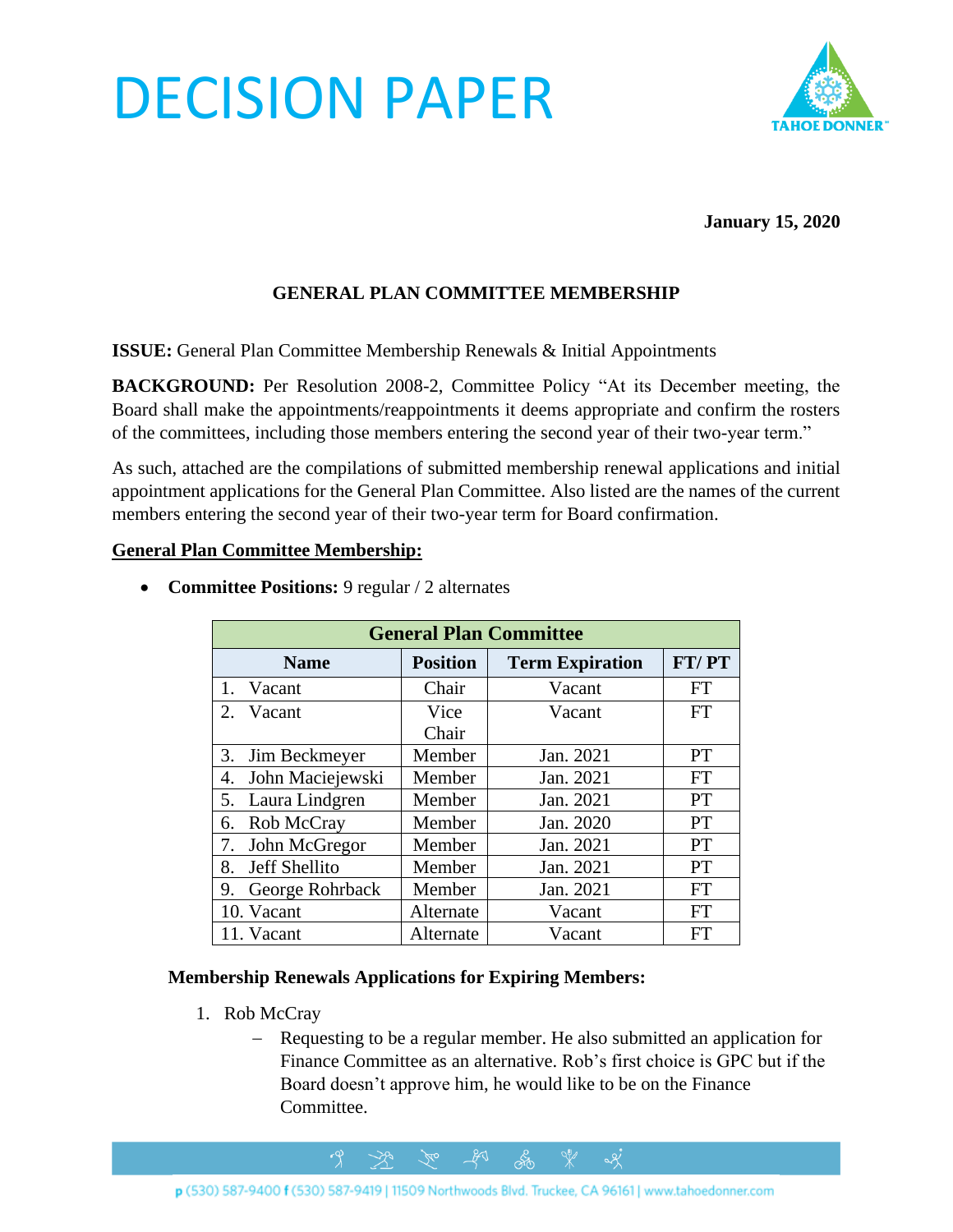# DECISION PAPER

TAHOE DONNER

**January 15, 2020**

**GENERAL PLAN COMMITTEE MEMBERSHIP**

**ISSUE:** General Plan Committee Membership Renewals & Initial Appointments

**BACKGROUND:** Per Resolution 2008-2, Committee Policy "At its December meeting, the Board shall make the appointments/reappointments it deems appropriate and confirm the rosters of the committees, including those members entering the second year of their two-year term."

As such, attached are the compilations of submitted membership renewal applications and initial appointment applications for the General Plan Committee. Also listed are the names of the current members entering the second year of their two-year term for Board confirmation.

**General Plan Committee Membership:**

- **Committee Positions:** 9 regular / 2 alternates

| General Plan Committee | | | |
|---|---|---|---|
| **Name** | **Position** | **Term Expiration** | **FT/ PT** |
| 1. Vacant | Chair | Vacant | FT |
| 2. Vacant | Vice Chair | Vacant | FT |
| 3. Jim Beckmeyer | Member | Jan. 2021 | PT |
| 4. John Maciejewski | Member | Jan. 2021 | FT |
| 5. Laura Lindgren | Member | Jan. 2021 | PT |
| 6. Rob McCray | Member | Jan. 2020 | PT |
| 7. John McGregor | Member | Jan. 2021 | PT |
| 8. Jeff Shellito | Member | Jan. 2021 | PT |
| 9. George Rohrback | Member | Jan. 2021 | FT |
| 10. Vacant | Alternate | Vacant | FT |
| 11. Vacant | Alternate | Vacant | FT |

**Membership Renewals Applications for Expiring Members:**

1. Rob McCray
   - Requesting to be a regular member. He also submitted an application for Finance Committee as an alternative. Rob's first choice is GPC but if the Board doesn't approve him, he would like to be on the Finance Committee.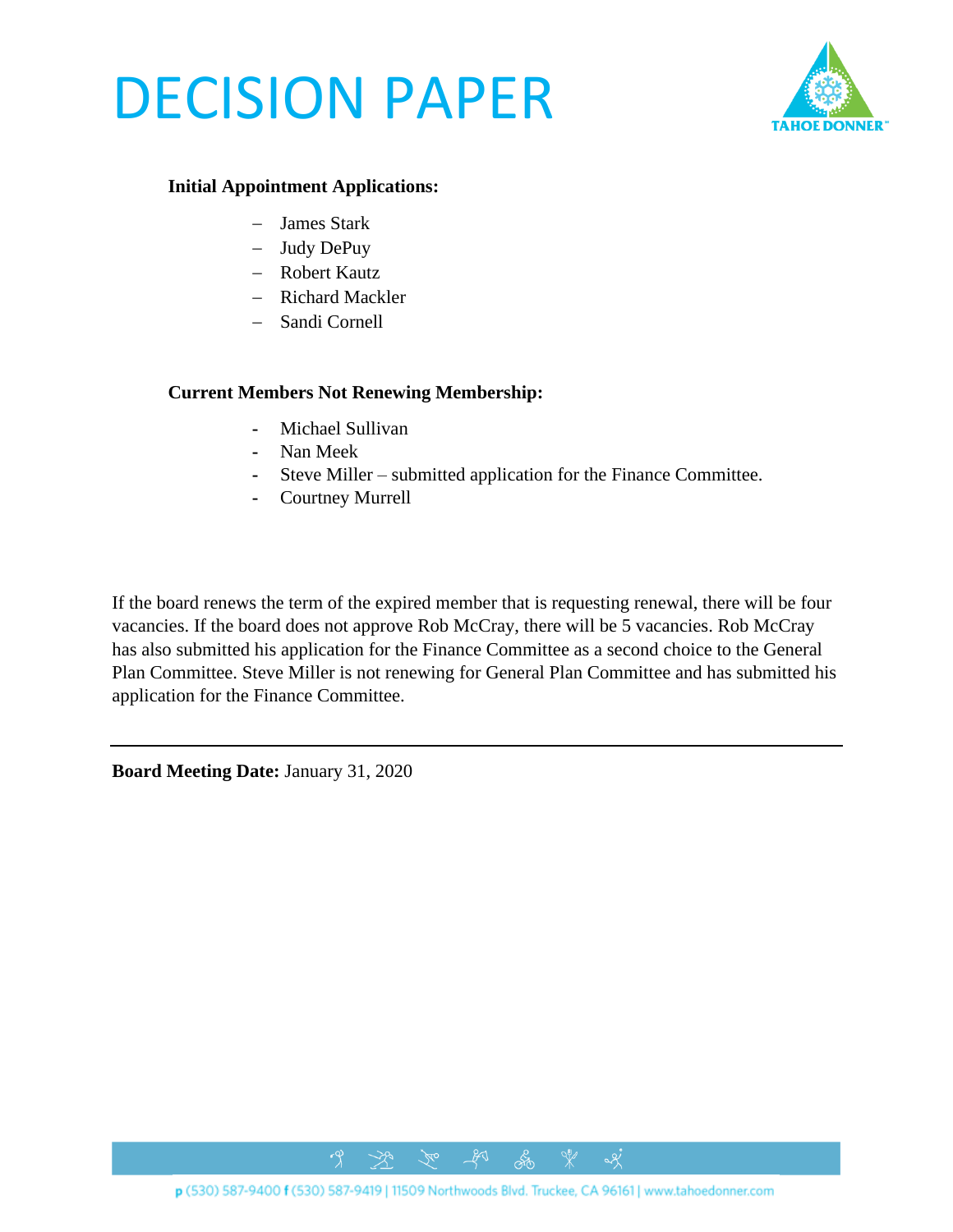# DECISION PAPER

**Initial Appointment Applications:**

- James Stark
- Judy DePuy
- Robert Kautz
- Richard Mackler
- Sandi Cornell

**Current Members Not Renewing Membership:**

- Michael Sullivan
- Nan Meek
- Steve Miller – submitted application for the Finance Committee.
- Courtney Murrell

If the board renews the term of the expired member that is requesting renewal, there will be four vacancies. If the board does not approve Rob McCray, there will be 5 vacancies. Rob McCray has also submitted his application for the Finance Committee as a second choice to the General Plan Committee. Steve Miller is not renewing for General Plan Committee and has submitted his application for the Finance Committee.

---

**Board Meeting Date:** January 31, 2020